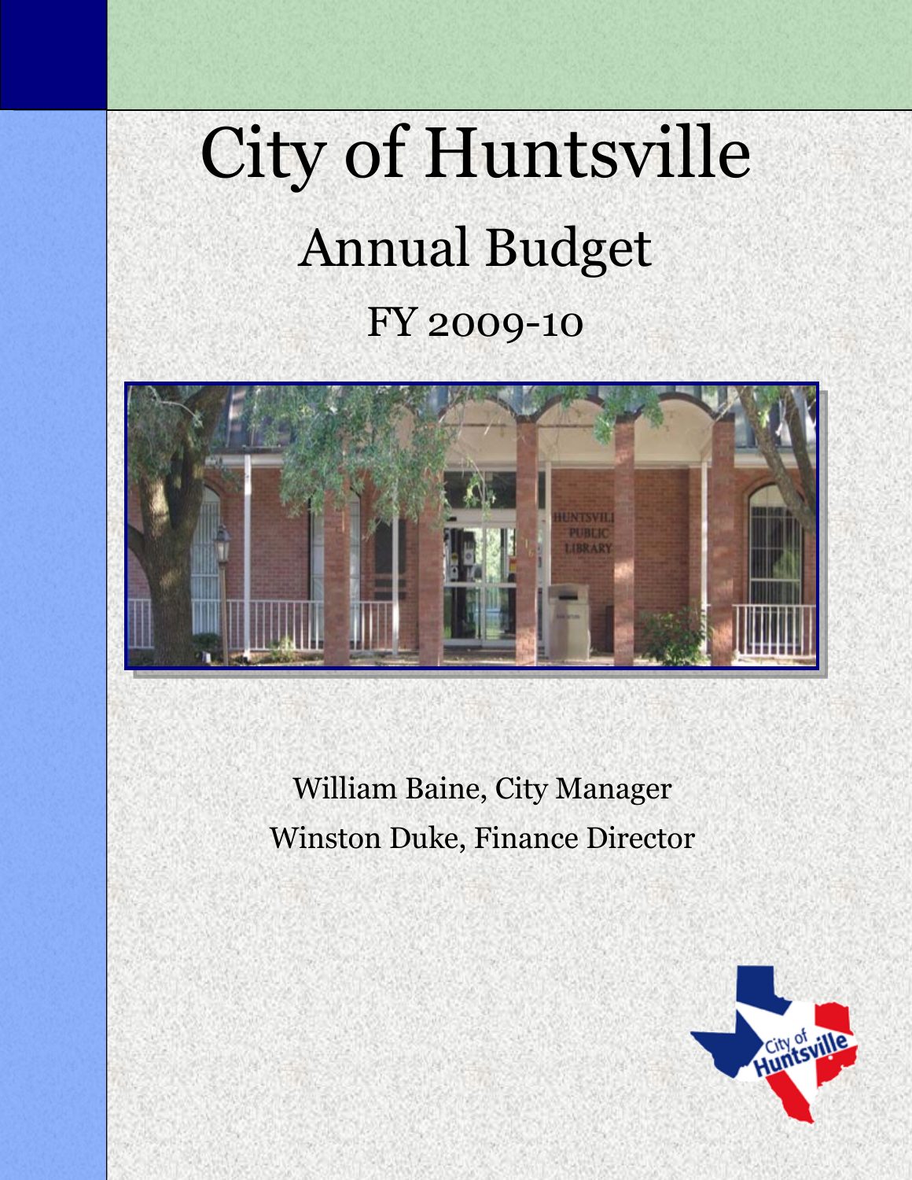# City of Huntsville

## Annual Budget

### FY 2009-10

William Baine, City Manager

Winston Duke, Finance Director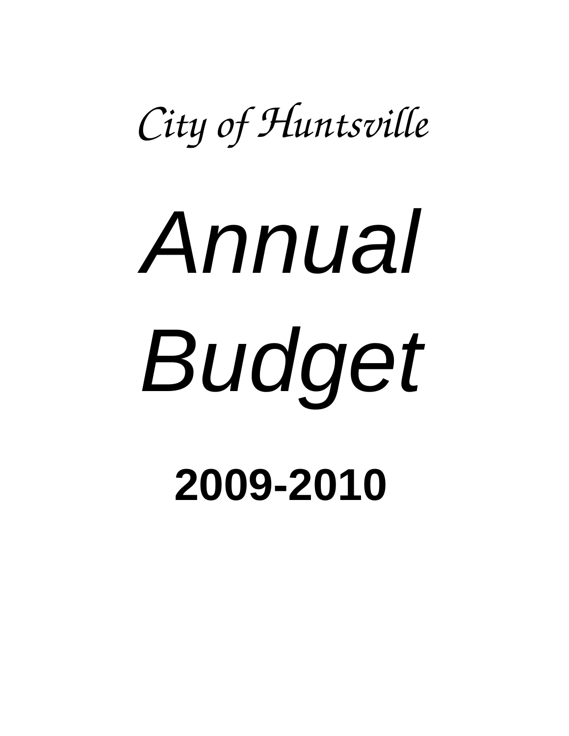*City of Huntsville*

# *Annual Budget*

# **2009-2010**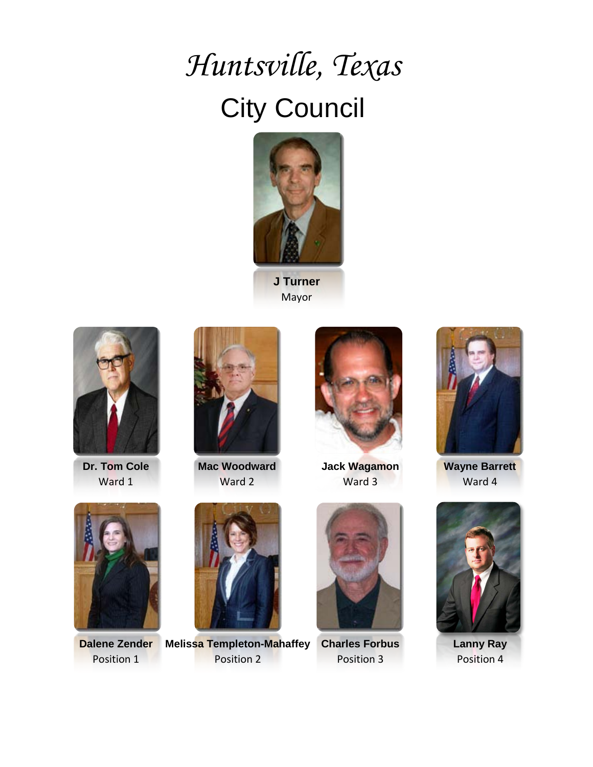# *Huntsville, Texas*

## City Council

**J Turner**
Mayor

**Dr. Tom Cole**
Ward 1

**Mac Woodward**
Ward 2

**Jack Wagamon**
Ward 3

**Wayne Barrett**
Ward 4

**Dalene Zender**
Position 1

**Melissa Templeton-Mahaffey**
Position 2

**Charles Forbus**
Position 3

**Lanny Ray**
Position 4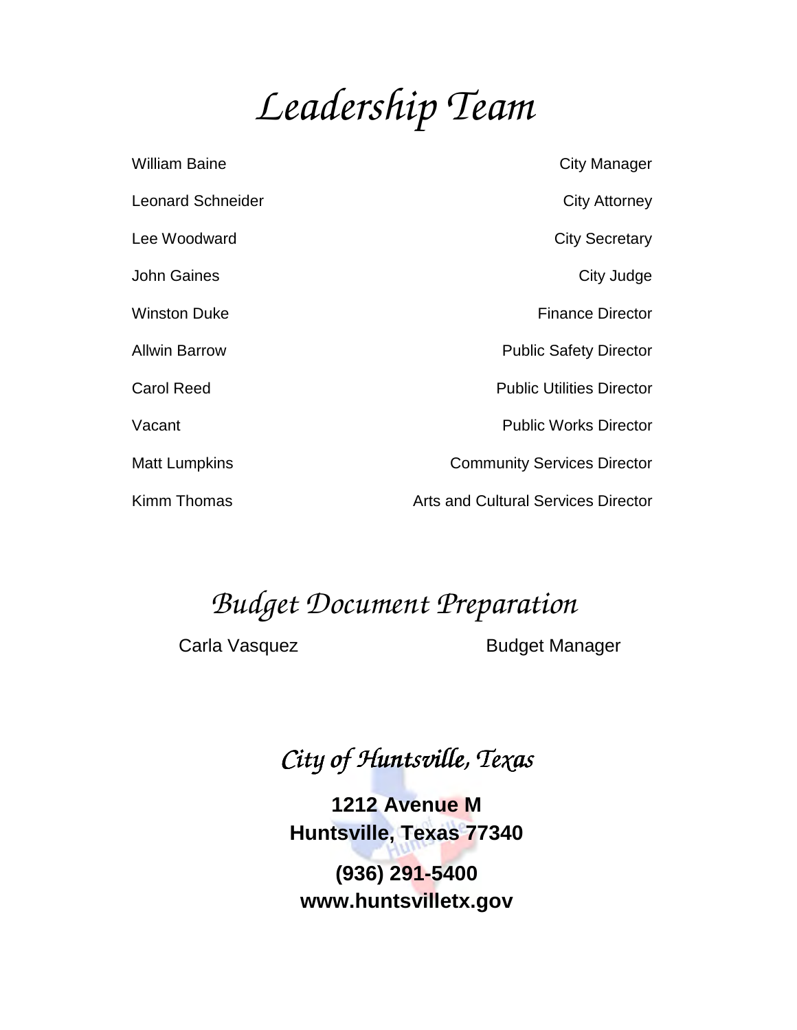# Leadership Team

| | |
|---|---|
| William Baine | City Manager |
| Leonard Schneider | City Attorney |
| Lee Woodward | City Secretary |
| John Gaines | City Judge |
| Winston Duke | Finance Director |
| Allwin Barrow | Public Safety Director |
| Carol Reed | Public Utilities Director |
| Vacant | Public Works Director |
| Matt Lumpkins | Community Services Director |
| Kimm Thomas | Arts and Cultural Services Director |

# Budget Document Preparation

| | |
|---|---|
| Carla Vasquez | Budget Manager |

## City of Huntsville, Texas

**1212 Avenue M**
**Huntsville, Texas 77340**

**(936) 291-5400**
**www.huntsvilletx.gov**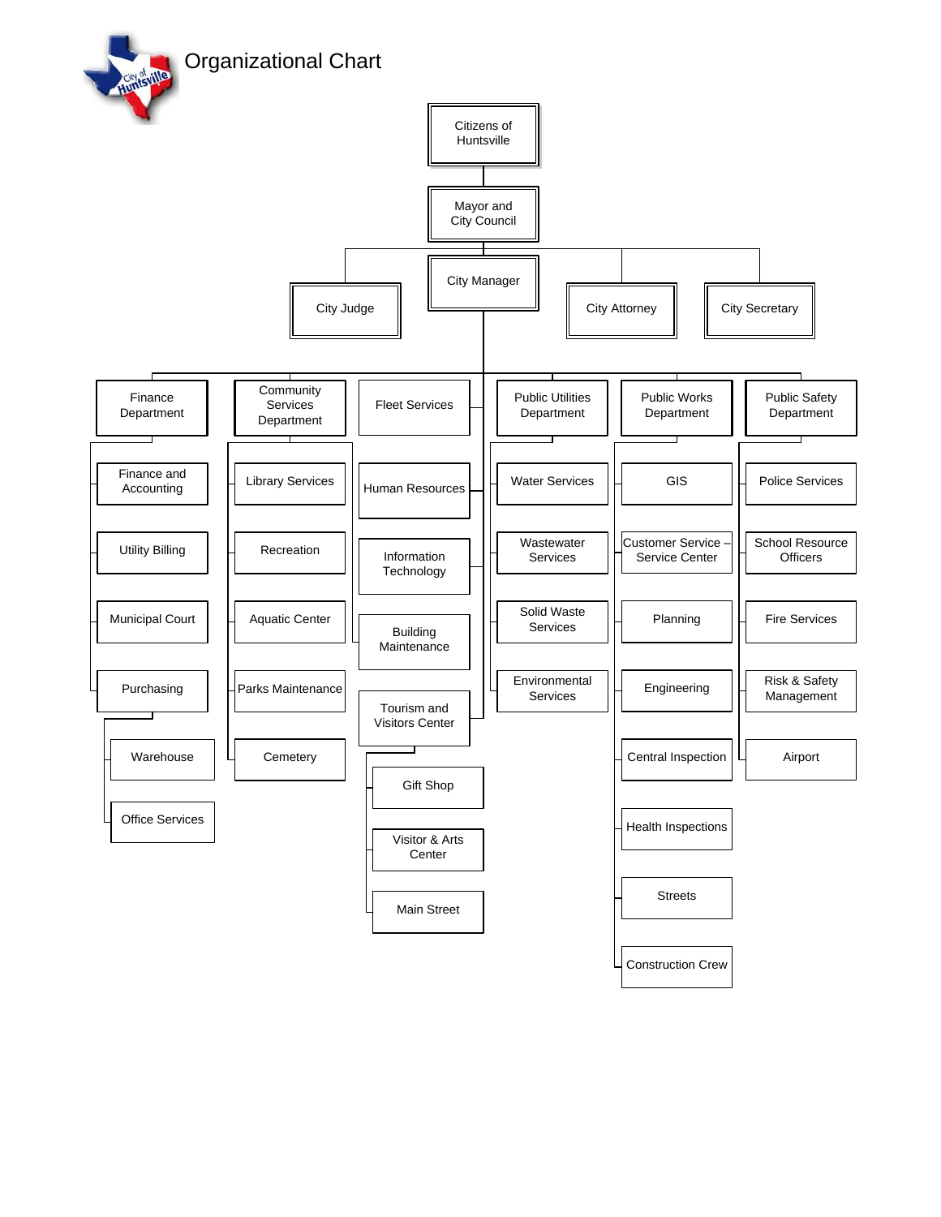# Organizational Chart

- Citizens of Huntsville
  - Mayor and City Council
    - City Judge
    - City Attorney
    - City Secretary
    - City Manager
      - Finance Department
        - Finance and Accounting
        - Utility Billing
        - Municipal Court
        - Purchasing
          - Warehouse
          - Office Services
      - Community Services Department
        - Library Services
        - Recreation
        - Aquatic Center
        - Parks Maintenance
        - Cemetery
      - Fleet Services
      - Human Resources
      - Information Technology
      - Building Maintenance
      - Tourism and Visitors Center
        - Gift Shop
        - Visitor & Arts Center
        - Main Street
      - Public Utilities Department
        - Water Services
        - Wastewater Services
        - Solid Waste Services
        - Environmental Services
      - Public Works Department
        - GIS
        - Customer Service – Service Center
        - Planning
        - Engineering
        - Central Inspection
        - Health Inspections
        - Streets
        - Construction Crew
      - Public Safety Department
        - Police Services
        - School Resource Officers
        - Fire Services
        - Risk & Safety Management
        - Airport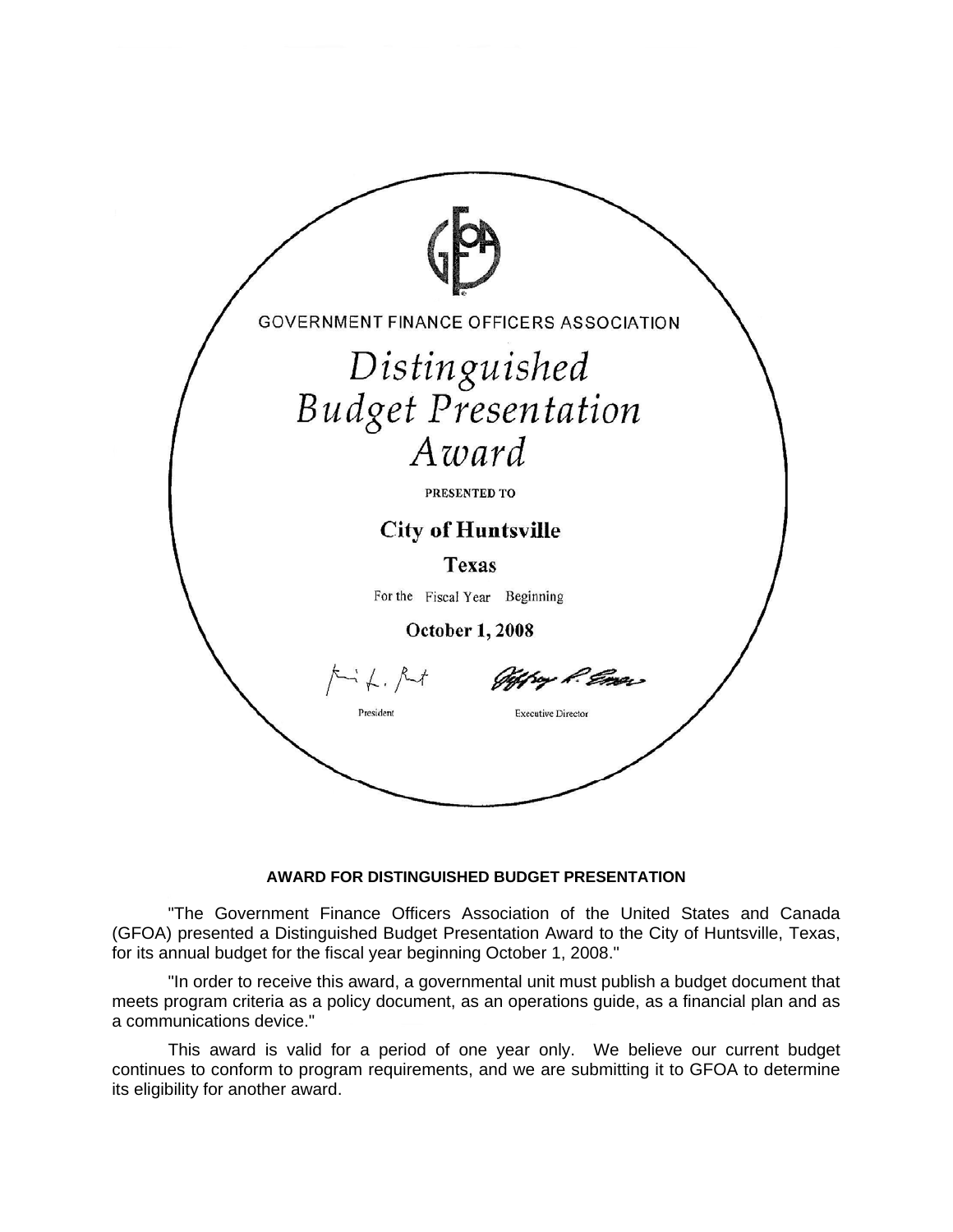GOVERNMENT FINANCE OFFICERS ASSOCIATION

# *Distinguished Budget Presentation Award*

PRESENTED TO

**City of Huntsville**

**Texas**

For the Fiscal Year Beginning

**October 1, 2008**

President Executive Director

**AWARD FOR DISTINGUISHED BUDGET PRESENTATION**

"The Government Finance Officers Association of the United States and Canada (GFOA) presented a Distinguished Budget Presentation Award to the City of Huntsville, Texas, for its annual budget for the fiscal year beginning October 1, 2008."

"In order to receive this award, a governmental unit must publish a budget document that meets program criteria as a policy document, as an operations guide, as a financial plan and as a communications device."

This award is valid for a period of one year only. We believe our current budget continues to conform to program requirements, and we are submitting it to GFOA to determine its eligibility for another award.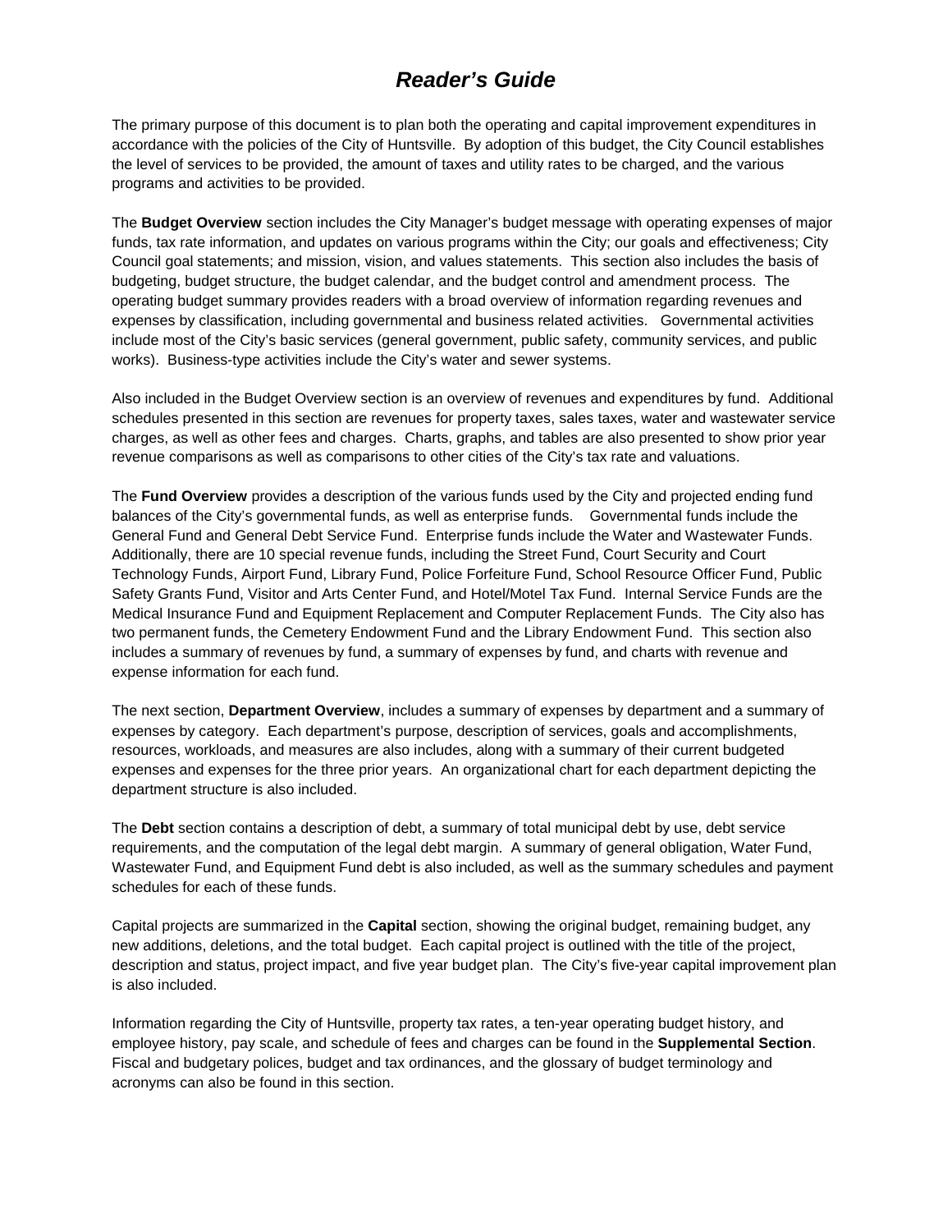# *Reader's Guide*

The primary purpose of this document is to plan both the operating and capital improvement expenditures in accordance with the policies of the City of Huntsville. By adoption of this budget, the City Council establishes the level of services to be provided, the amount of taxes and utility rates to be charged, and the various programs and activities to be provided.

The **Budget Overview** section includes the City Manager's budget message with operating expenses of major funds, tax rate information, and updates on various programs within the City; our goals and effectiveness; City Council goal statements; and mission, vision, and values statements. This section also includes the basis of budgeting, budget structure, the budget calendar, and the budget control and amendment process. The operating budget summary provides readers with a broad overview of information regarding revenues and expenses by classification, including governmental and business related activities. Governmental activities include most of the City's basic services (general government, public safety, community services, and public works). Business-type activities include the City's water and sewer systems.

Also included in the Budget Overview section is an overview of revenues and expenditures by fund. Additional schedules presented in this section are revenues for property taxes, sales taxes, water and wastewater service charges, as well as other fees and charges. Charts, graphs, and tables are also presented to show prior year revenue comparisons as well as comparisons to other cities of the City's tax rate and valuations.

The **Fund Overview** provides a description of the various funds used by the City and projected ending fund balances of the City's governmental funds, as well as enterprise funds. Governmental funds include the General Fund and General Debt Service Fund. Enterprise funds include the Water and Wastewater Funds. Additionally, there are 10 special revenue funds, including the Street Fund, Court Security and Court Technology Funds, Airport Fund, Library Fund, Police Forfeiture Fund, School Resource Officer Fund, Public Safety Grants Fund, Visitor and Arts Center Fund, and Hotel/Motel Tax Fund. Internal Service Funds are the Medical Insurance Fund and Equipment Replacement and Computer Replacement Funds. The City also has two permanent funds, the Cemetery Endowment Fund and the Library Endowment Fund. This section also includes a summary of revenues by fund, a summary of expenses by fund, and charts with revenue and expense information for each fund.

The next section, **Department Overview**, includes a summary of expenses by department and a summary of expenses by category. Each department's purpose, description of services, goals and accomplishments, resources, workloads, and measures are also includes, along with a summary of their current budgeted expenses and expenses for the three prior years. An organizational chart for each department depicting the department structure is also included.

The **Debt** section contains a description of debt, a summary of total municipal debt by use, debt service requirements, and the computation of the legal debt margin. A summary of general obligation, Water Fund, Wastewater Fund, and Equipment Fund debt is also included, as well as the summary schedules and payment schedules for each of these funds.

Capital projects are summarized in the **Capital** section, showing the original budget, remaining budget, any new additions, deletions, and the total budget. Each capital project is outlined with the title of the project, description and status, project impact, and five year budget plan. The City's five-year capital improvement plan is also included.

Information regarding the City of Huntsville, property tax rates, a ten-year operating budget history, and employee history, pay scale, and schedule of fees and charges can be found in the **Supplemental Section**. Fiscal and budgetary polices, budget and tax ordinances, and the glossary of budget terminology and acronyms can also be found in this section.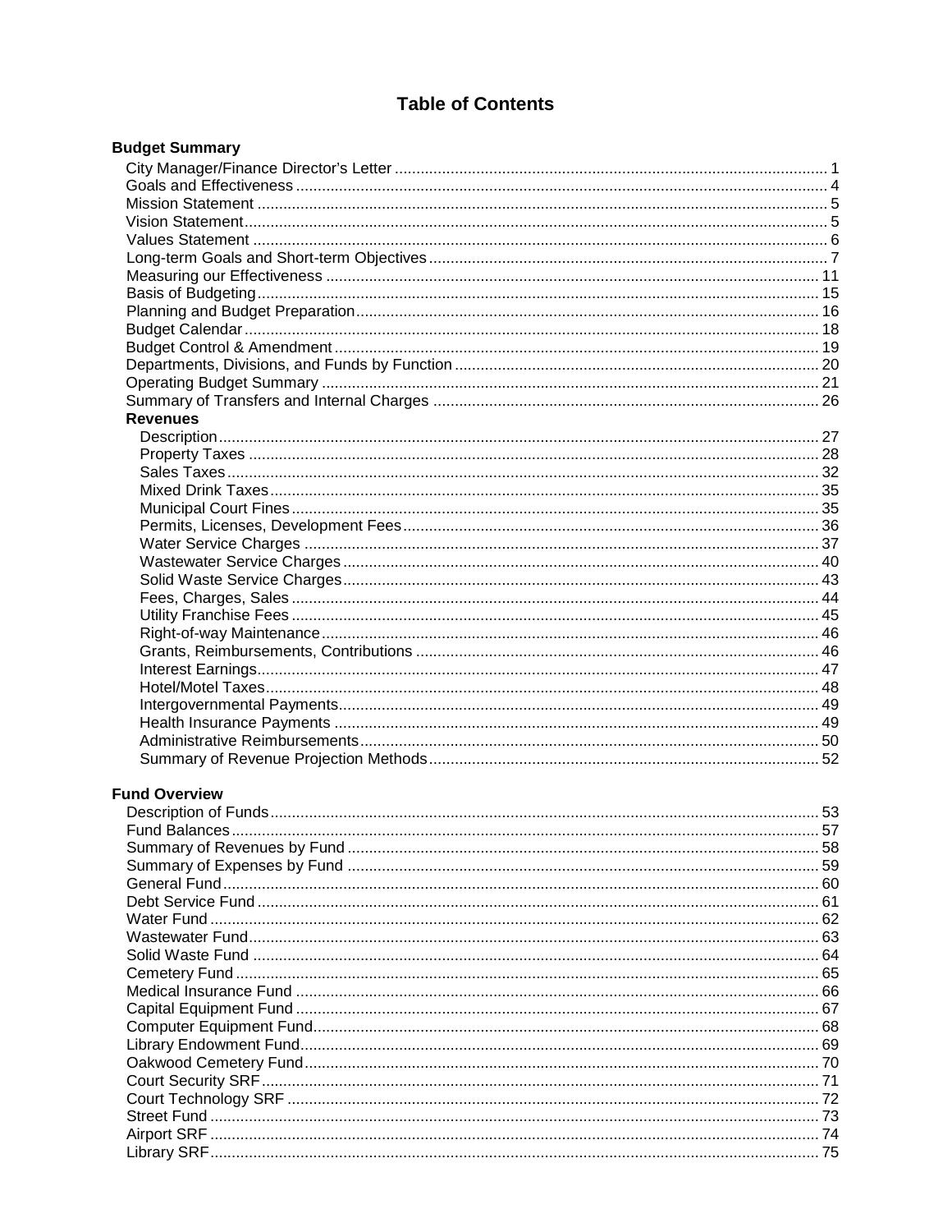# Table of Contents

## Budget Summary

- City Manager/Finance Director's Letter ... 1
- Goals and Effectiveness ... 4
- Mission Statement ... 5
- Vision Statement ... 5
- Values Statement ... 6
- Long-term Goals and Short-term Objectives ... 7
- Measuring our Effectiveness ... 11
- Basis of Budgeting ... 15
- Planning and Budget Preparation ... 16
- Budget Calendar ... 18
- Budget Control & Amendment ... 19
- Departments, Divisions, and Funds by Function ... 20
- Operating Budget Summary ... 21
- Summary of Transfers and Internal Charges ... 26

### Revenues

- Description ... 27
- Property Taxes ... 28
- Sales Taxes ... 32
- Mixed Drink Taxes ... 35
- Municipal Court Fines ... 35
- Permits, Licenses, Development Fees ... 36
- Water Service Charges ... 37
- Wastewater Service Charges ... 40
- Solid Waste Service Charges ... 43
- Fees, Charges, Sales ... 44
- Utility Franchise Fees ... 45
- Right-of-way Maintenance ... 46
- Grants, Reimbursements, Contributions ... 46
- Interest Earnings ... 47
- Hotel/Motel Taxes ... 48
- Intergovernmental Payments ... 49
- Health Insurance Payments ... 49
- Administrative Reimbursements ... 50
- Summary of Revenue Projection Methods ... 52

## Fund Overview

- Description of Funds ... 53
- Fund Balances ... 57
- Summary of Revenues by Fund ... 58
- Summary of Expenses by Fund ... 59
- General Fund ... 60
- Debt Service Fund ... 61
- Water Fund ... 62
- Wastewater Fund ... 63
- Solid Waste Fund ... 64
- Cemetery Fund ... 65
- Medical Insurance Fund ... 66
- Capital Equipment Fund ... 67
- Computer Equipment Fund ... 68
- Library Endowment Fund ... 69
- Oakwood Cemetery Fund ... 70
- Court Security SRF ... 71
- Court Technology SRF ... 72
- Street Fund ... 73
- Airport SRF ... 74
- Library SRF ... 75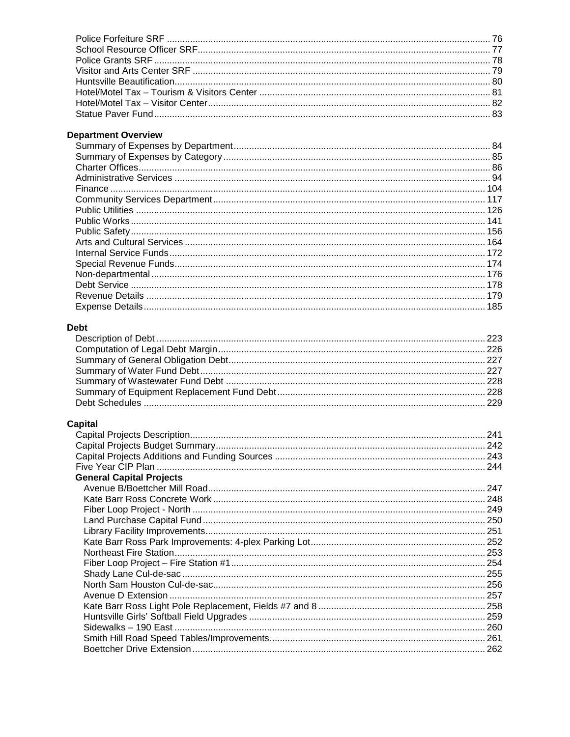Police Forfeiture SRF ........................................................................................................................ 76
School Resource Officer SRF.............................................................................................................. 77
Police Grants SRF ............................................................................................................................... 78
Visitor and Arts Center SRF ................................................................................................................. 79
Huntsville Beautification........................................................................................................................ 80
Hotel/Motel Tax – Tourism & Visitors Center ........................................................................................ 81
Hotel/Motel Tax – Visitor Center............................................................................................................ 82
Statue Paver Fund................................................................................................................................. 83

**Department Overview**

Summary of Expenses by Department .................................................................................................. 84
Summary of Expenses by Category ...................................................................................................... 85
Charter Offices....................................................................................................................................... 86
Administrative Services ......................................................................................................................... 94
Finance ................................................................................................................................................ 104
Community Services Department......................................................................................................... 117
Public Utilities ....................................................................................................................................... 126
Public Works......................................................................................................................................... 141
Public Safety......................................................................................................................................... 156
Arts and Cultural Services .................................................................................................................... 164
Internal Service Funds.......................................................................................................................... 172
Special Revenue Funds........................................................................................................................ 174
Non-departmental ................................................................................................................................. 176
Debt Service ......................................................................................................................................... 178
Revenue Details ................................................................................................................................... 179
Expense Details.................................................................................................................................... 185

**Debt**

Description of Debt ............................................................................................................................... 223
Computation of Legal Debt Margin....................................................................................................... 226
Summary of General Obligation Debt................................................................................................... 227
Summary of Water Fund Debt.............................................................................................................. 227
Summary of Wastewater Fund Debt .................................................................................................... 228
Summary of Equipment Replacement Fund Debt................................................................................ 228
Debt Schedules .................................................................................................................................... 229

**Capital**

Capital Projects Description.................................................................................................................. 241
Capital Projects Budget Summary........................................................................................................ 242
Capital Projects Additions and Funding Sources ................................................................................. 243
Five Year CIP Plan ............................................................................................................................... 244

**General Capital Projects**

Avenue B/Boettcher Mill Road........................................................................................................... 247
Kate Barr Ross Concrete Work ......................................................................................................... 248
Fiber Loop Project - North ................................................................................................................ 249
Land Purchase Capital Fund ............................................................................................................. 250
Library Facility Improvements............................................................................................................ 251
Kate Barr Ross Park Improvements: 4-plex Parking Lot................................................................... 252
Northeast Fire Station........................................................................................................................ 253
Fiber Loop Project – Fire Station #1.................................................................................................. 254
Shady Lane Cul-de-sac ..................................................................................................................... 255
North Sam Houston Cul-de-sac......................................................................................................... 256
Avenue D Extension .......................................................................................................................... 257
Kate Barr Ross Light Pole Replacement, Fields #7 and 8 ................................................................ 258
Huntsville Girls' Softball Field Upgrades ........................................................................................... 259
Sidewalks – 190 East ........................................................................................................................ 260
Smith Hill Road Speed Tables/Improvements................................................................................... 261
Boettcher Drive Extension ................................................................................................................. 262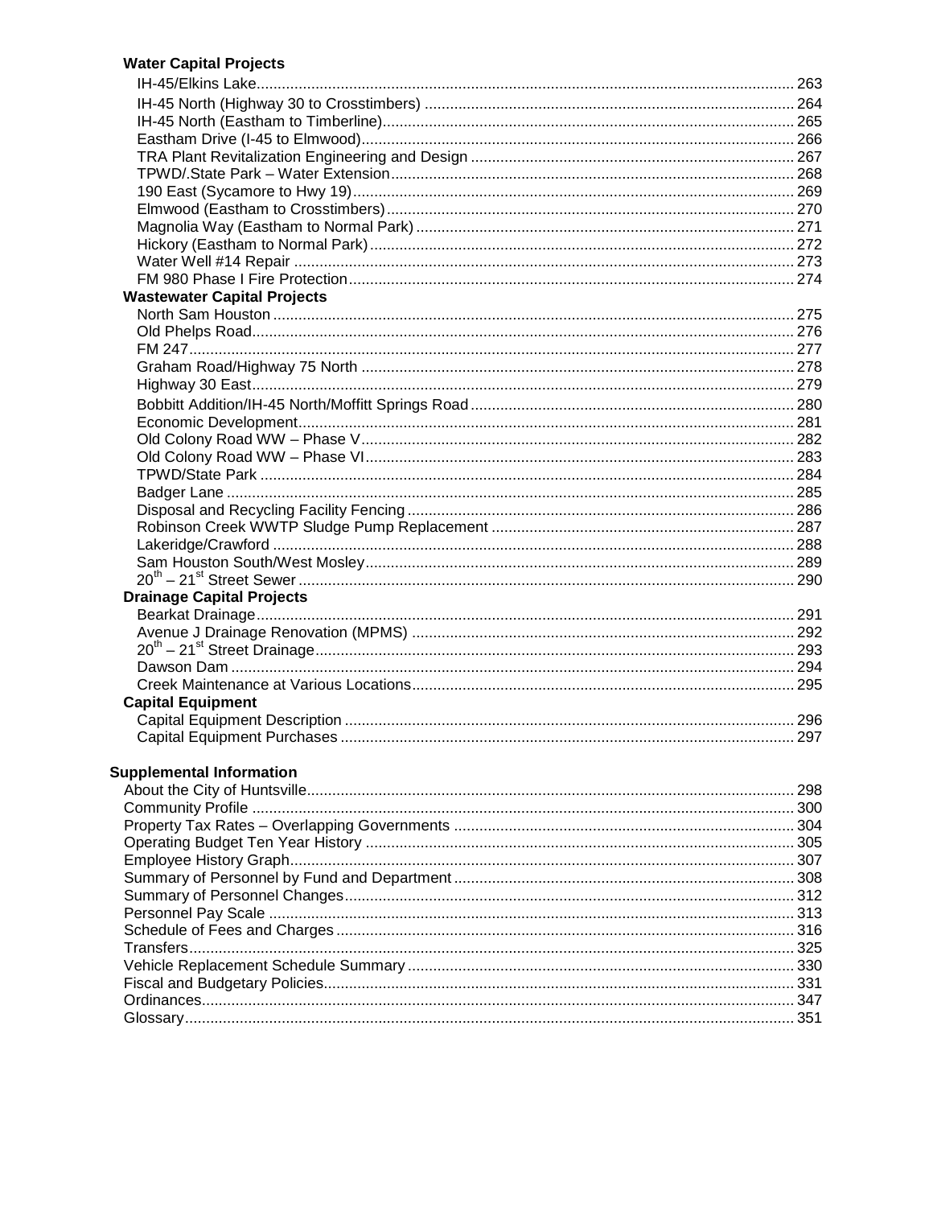**Water Capital Projects**

- IH-45/Elkins Lake .......... 263
- IH-45 North (Highway 30 to Crosstimbers) .......... 264
- IH-45 North (Eastham to Timberline) .......... 265
- Eastham Drive (I-45 to Elmwood) .......... 266
- TRA Plant Revitalization Engineering and Design .......... 267
- TPWD/.State Park – Water Extension .......... 268
- 190 East (Sycamore to Hwy 19) .......... 269
- Elmwood (Eastham to Crosstimbers) .......... 270
- Magnolia Way (Eastham to Normal Park) .......... 271
- Hickory (Eastham to Normal Park) .......... 272
- Water Well #14 Repair .......... 273
- FM 980 Phase I Fire Protection .......... 274

**Wastewater Capital Projects**

- North Sam Houston .......... 275
- Old Phelps Road .......... 276
- FM 247 .......... 277
- Graham Road/Highway 75 North .......... 278
- Highway 30 East .......... 279
- Bobbitt Addition/IH-45 North/Moffitt Springs Road .......... 280
- Economic Development .......... 281
- Old Colony Road WW – Phase V .......... 282
- Old Colony Road WW – Phase VI .......... 283
- TPWD/State Park .......... 284
- Badger Lane .......... 285
- Disposal and Recycling Facility Fencing .......... 286
- Robinson Creek WWTP Sludge Pump Replacement .......... 287
- Lakeridge/Crawford .......... 288
- Sam Houston South/West Mosley .......... 289
- 20th – 21st Street Sewer .......... 290

**Drainage Capital Projects**

- Bearkat Drainage .......... 291
- Avenue J Drainage Renovation (MPMS) .......... 292
- 20th – 21st Street Drainage .......... 293
- Dawson Dam .......... 294
- Creek Maintenance at Various Locations .......... 295

**Capital Equipment**

- Capital Equipment Description .......... 296
- Capital Equipment Purchases .......... 297

## Supplemental Information

- About the City of Huntsville .......... 298
- Community Profile .......... 300
- Property Tax Rates – Overlapping Governments .......... 304
- Operating Budget Ten Year History .......... 305
- Employee History Graph .......... 307
- Summary of Personnel by Fund and Department .......... 308
- Summary of Personnel Changes .......... 312
- Personnel Pay Scale .......... 313
- Schedule of Fees and Charges .......... 316
- Transfers .......... 325
- Vehicle Replacement Schedule Summary .......... 330
- Fiscal and Budgetary Policies .......... 331
- Ordinances .......... 347
- Glossary .......... 351